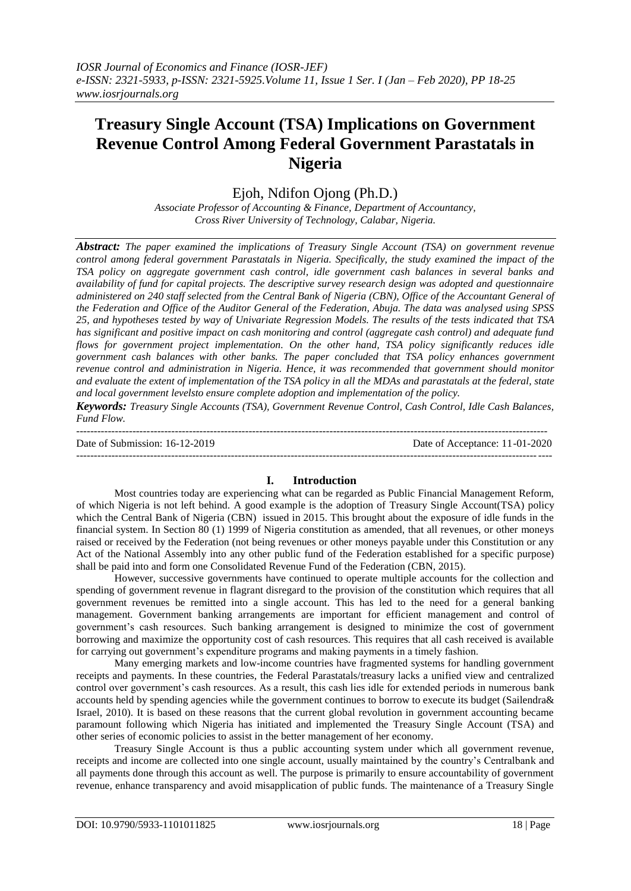# Treasury Single Account (TSA) Implications on Government Revenue Control Among Federal Government Parastatals in Nigeria

Ejoh, Ndifon Ojong (Ph.D.)

*Associate Professor of Accounting & Finance, Department of Accountancy, Cross River University of Technology, Calabar, Nigeria.*

***Abstract:*** *The paper examined the implications of Treasury Single Account (TSA) on government revenue control among federal government Parastatals in Nigeria. Specifically, the study examined the impact of the TSA policy on aggregate government cash control, idle government cash balances in several banks and availability of fund for capital projects. The descriptive survey research design was adopted and questionnaire administered on 240 staff selected from the Central Bank of Nigeria (CBN), Office of the Accountant General of the Federation and Office of the Auditor General of the Federation, Abuja. The data was analysed using SPSS 25, and hypotheses tested by way of Univariate Regression Models. The results of the tests indicated that TSA has significant and positive impact on cash monitoring and control (aggregate cash control) and adequate fund flows for government project implementation. On the other hand, TSA policy significantly reduces idle government cash balances with other banks. The paper concluded that TSA policy enhances government revenue control and administration in Nigeria. Hence, it was recommended that government should monitor and evaluate the extent of implementation of the TSA policy in all the MDAs and parastatals at the federal, state and local government levelsto ensure complete adoption and implementation of the policy.*

***Keywords:*** *Treasury Single Accounts (TSA), Government Revenue Control, Cash Control, Idle Cash Balances, Fund Flow.*

---

Date of Submission: 16-12-2019 Date of Acceptance: 11-01-2020

---

## I. Introduction

Most countries today are experiencing what can be regarded as Public Financial Management Reform, of which Nigeria is not left behind. A good example is the adoption of Treasury Single Account(TSA) policy which the Central Bank of Nigeria (CBN) issued in 2015. This brought about the exposure of idle funds in the financial system. In Section 80 (1) 1999 of Nigeria constitution as amended, that all revenues, or other moneys raised or received by the Federation (not being revenues or other moneys payable under this Constitution or any Act of the National Assembly into any other public fund of the Federation established for a specific purpose) shall be paid into and form one Consolidated Revenue Fund of the Federation (CBN, 2015).

However, successive governments have continued to operate multiple accounts for the collection and spending of government revenue in flagrant disregard to the provision of the constitution which requires that all government revenues be remitted into a single account. This has led to the need for a general banking management. Government banking arrangements are important for efficient management and control of government's cash resources. Such banking arrangement is designed to minimize the cost of government borrowing and maximize the opportunity cost of cash resources. This requires that all cash received is available for carrying out government's expenditure programs and making payments in a timely fashion.

Many emerging markets and low-income countries have fragmented systems for handling government receipts and payments. In these countries, the Federal Parastatals/treasury lacks a unified view and centralized control over government's cash resources. As a result, this cash lies idle for extended periods in numerous bank accounts held by spending agencies while the government continues to borrow to execute its budget (Sailendra& Israel, 2010). It is based on these reasons that the current global revolution in government accounting became paramount following which Nigeria has initiated and implemented the Treasury Single Account (TSA) and other series of economic policies to assist in the better management of her economy.

Treasury Single Account is thus a public accounting system under which all government revenue, receipts and income are collected into one single account, usually maintained by the country's Centralbank and all payments done through this account as well. The purpose is primarily to ensure accountability of government revenue, enhance transparency and avoid misapplication of public funds. The maintenance of a Treasury Single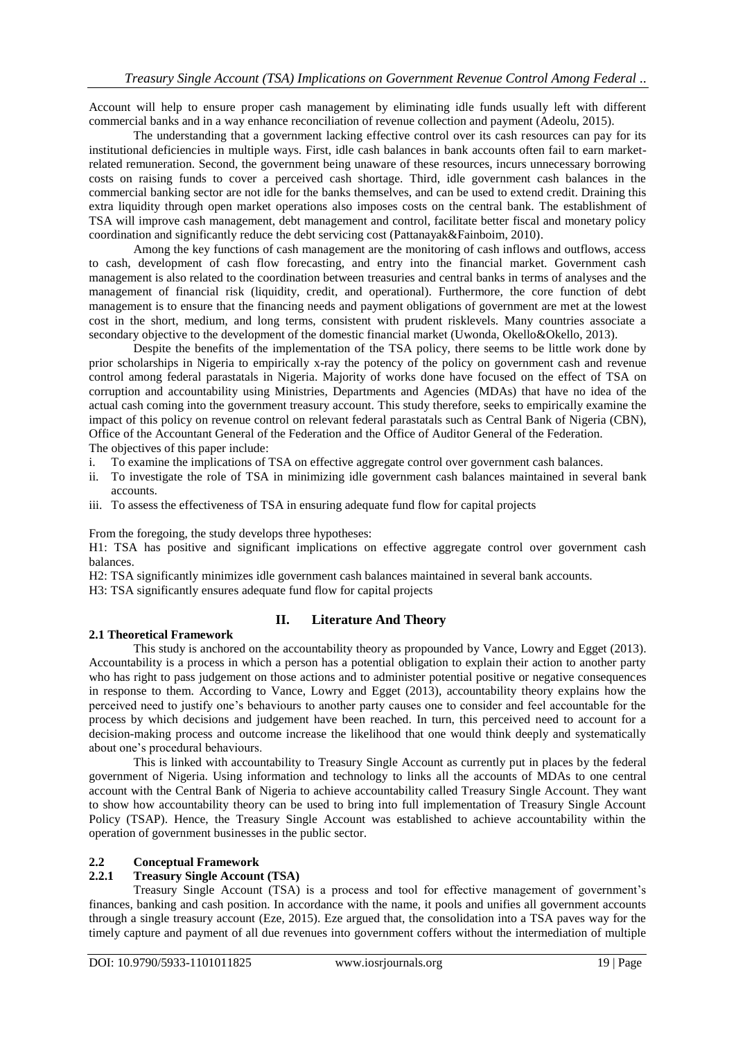Account will help to ensure proper cash management by eliminating idle funds usually left with different commercial banks and in a way enhance reconciliation of revenue collection and payment (Adeolu, 2015).

The understanding that a government lacking effective control over its cash resources can pay for its institutional deficiencies in multiple ways. First, idle cash balances in bank accounts often fail to earn market-related remuneration. Second, the government being unaware of these resources, incurs unnecessary borrowing costs on raising funds to cover a perceived cash shortage. Third, idle government cash balances in the commercial banking sector are not idle for the banks themselves, and can be used to extend credit. Draining this extra liquidity through open market operations also imposes costs on the central bank. The establishment of TSA will improve cash management, debt management and control, facilitate better fiscal and monetary policy coordination and significantly reduce the debt servicing cost (Pattanayak&Fainboim, 2010).

Among the key functions of cash management are the monitoring of cash inflows and outflows, access to cash, development of cash flow forecasting, and entry into the financial market. Government cash management is also related to the coordination between treasuries and central banks in terms of analyses and the management of financial risk (liquidity, credit, and operational). Furthermore, the core function of debt management is to ensure that the financing needs and payment obligations of government are met at the lowest cost in the short, medium, and long terms, consistent with prudent risklevels. Many countries associate a secondary objective to the development of the domestic financial market (Uwonda, Okello&Okello, 2013).

Despite the benefits of the implementation of the TSA policy, there seems to be little work done by prior scholarships in Nigeria to empirically x-ray the potency of the policy on government cash and revenue control among federal parastatals in Nigeria. Majority of works done have focused on the effect of TSA on corruption and accountability using Ministries, Departments and Agencies (MDAs) that have no idea of the actual cash coming into the government treasury account. This study therefore, seeks to empirically examine the impact of this policy on revenue control on relevant federal parastatals such as Central Bank of Nigeria (CBN), Office of the Accountant General of the Federation and the Office of Auditor General of the Federation.

The objectives of this paper include:

i. To examine the implications of TSA on effective aggregate control over government cash balances.
ii. To investigate the role of TSA in minimizing idle government cash balances maintained in several bank accounts.
iii. To assess the effectiveness of TSA in ensuring adequate fund flow for capital projects

From the foregoing, the study develops three hypotheses:

H1: TSA has positive and significant implications on effective aggregate control over government cash balances.

H2: TSA significantly minimizes idle government cash balances maintained in several bank accounts.

H3: TSA significantly ensures adequate fund flow for capital projects

## II. Literature And Theory

### 2.1 Theoretical Framework

This study is anchored on the accountability theory as propounded by Vance, Lowry and Egget (2013). Accountability is a process in which a person has a potential obligation to explain their action to another party who has right to pass judgement on those actions and to administer potential positive or negative consequences in response to them. According to Vance, Lowry and Egget (2013), accountability theory explains how the perceived need to justify one's behaviours to another party causes one to consider and feel accountable for the process by which decisions and judgement have been reached. In turn, this perceived need to account for a decision-making process and outcome increase the likelihood that one would think deeply and systematically about one's procedural behaviours.

This is linked with accountability to Treasury Single Account as currently put in places by the federal government of Nigeria. Using information and technology to links all the accounts of MDAs to one central account with the Central Bank of Nigeria to achieve accountability called Treasury Single Account. They want to show how accountability theory can be used to bring into full implementation of Treasury Single Account Policy (TSAP). Hence, the Treasury Single Account was established to achieve accountability within the operation of government businesses in the public sector.

### 2.2 Conceptual Framework

#### 2.2.1 Treasury Single Account (TSA)

Treasury Single Account (TSA) is a process and tool for effective management of government's finances, banking and cash position. In accordance with the name, it pools and unifies all government accounts through a single treasury account (Eze, 2015). Eze argued that, the consolidation into a TSA paves way for the timely capture and payment of all due revenues into government coffers without the intermediation of multiple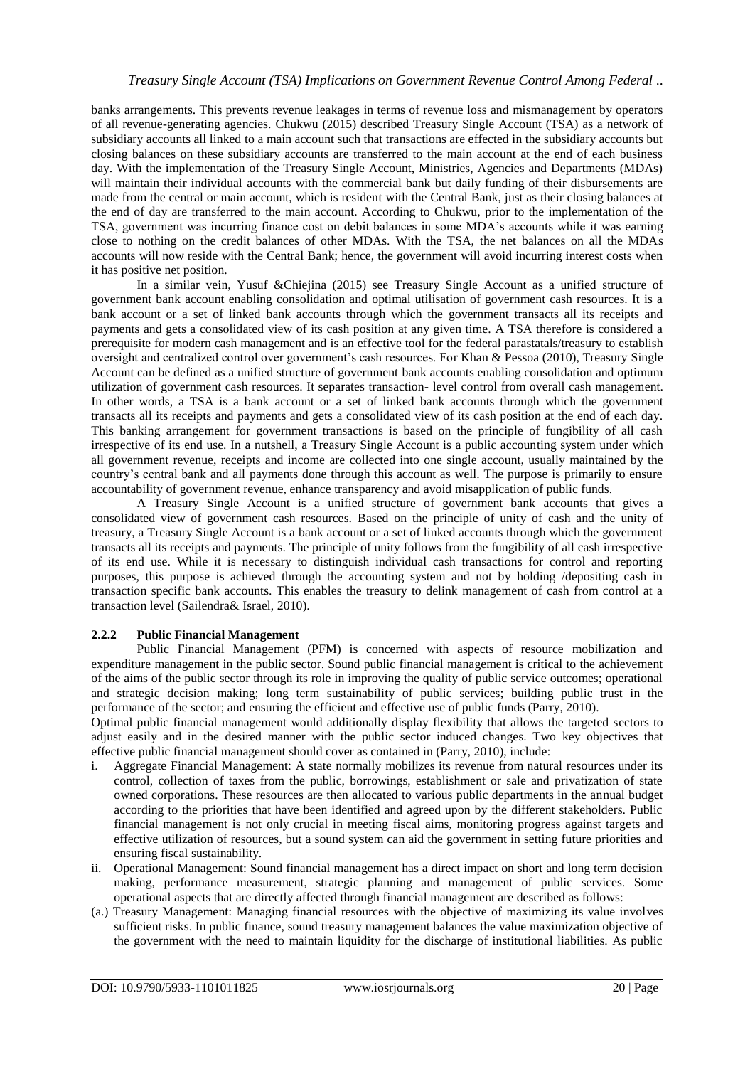banks arrangements. This prevents revenue leakages in terms of revenue loss and mismanagement by operators of all revenue-generating agencies. Chukwu (2015) described Treasury Single Account (TSA) as a network of subsidiary accounts all linked to a main account such that transactions are effected in the subsidiary accounts but closing balances on these subsidiary accounts are transferred to the main account at the end of each business day. With the implementation of the Treasury Single Account, Ministries, Agencies and Departments (MDAs) will maintain their individual accounts with the commercial bank but daily funding of their disbursements are made from the central or main account, which is resident with the Central Bank, just as their closing balances at the end of day are transferred to the main account. According to Chukwu, prior to the implementation of the TSA, government was incurring finance cost on debit balances in some MDA's accounts while it was earning close to nothing on the credit balances of other MDAs. With the TSA, the net balances on all the MDAs accounts will now reside with the Central Bank; hence, the government will avoid incurring interest costs when it has positive net position.

In a similar vein, Yusuf &Chiejina (2015) see Treasury Single Account as a unified structure of government bank account enabling consolidation and optimal utilisation of government cash resources. It is a bank account or a set of linked bank accounts through which the government transacts all its receipts and payments and gets a consolidated view of its cash position at any given time. A TSA therefore is considered a prerequisite for modern cash management and is an effective tool for the federal parastatals/treasury to establish oversight and centralized control over government's cash resources. For Khan & Pessoa (2010), Treasury Single Account can be defined as a unified structure of government bank accounts enabling consolidation and optimum utilization of government cash resources. It separates transaction- level control from overall cash management. In other words, a TSA is a bank account or a set of linked bank accounts through which the government transacts all its receipts and payments and gets a consolidated view of its cash position at the end of each day. This banking arrangement for government transactions is based on the principle of fungibility of all cash irrespective of its end use. In a nutshell, a Treasury Single Account is a public accounting system under which all government revenue, receipts and income are collected into one single account, usually maintained by the country's central bank and all payments done through this account as well. The purpose is primarily to ensure accountability of government revenue, enhance transparency and avoid misapplication of public funds.

A Treasury Single Account is a unified structure of government bank accounts that gives a consolidated view of government cash resources. Based on the principle of unity of cash and the unity of treasury, a Treasury Single Account is a bank account or a set of linked accounts through which the government transacts all its receipts and payments. The principle of unity follows from the fungibility of all cash irrespective of its end use. While it is necessary to distinguish individual cash transactions for control and reporting purposes, this purpose is achieved through the accounting system and not by holding /depositing cash in transaction specific bank accounts. This enables the treasury to delink management of cash from control at a transaction level (Sailendra& Israel, 2010).

### 2.2.2 Public Financial Management

Public Financial Management (PFM) is concerned with aspects of resource mobilization and expenditure management in the public sector. Sound public financial management is critical to the achievement of the aims of the public sector through its role in improving the quality of public service outcomes; operational and strategic decision making; long term sustainability of public services; building public trust in the performance of the sector; and ensuring the efficient and effective use of public funds (Parry, 2010).

Optimal public financial management would additionally display flexibility that allows the targeted sectors to adjust easily and in the desired manner with the public sector induced changes. Two key objectives that effective public financial management should cover as contained in (Parry, 2010), include:

i. Aggregate Financial Management: A state normally mobilizes its revenue from natural resources under its control, collection of taxes from the public, borrowings, establishment or sale and privatization of state owned corporations. These resources are then allocated to various public departments in the annual budget according to the priorities that have been identified and agreed upon by the different stakeholders. Public financial management is not only crucial in meeting fiscal aims, monitoring progress against targets and effective utilization of resources, but a sound system can aid the government in setting future priorities and ensuring fiscal sustainability.

ii. Operational Management: Sound financial management has a direct impact on short and long term decision making, performance measurement, strategic planning and management of public services. Some operational aspects that are directly affected through financial management are described as follows:

(a.) Treasury Management: Managing financial resources with the objective of maximizing its value involves sufficient risks. In public finance, sound treasury management balances the value maximization objective of the government with the need to maintain liquidity for the discharge of institutional liabilities. As public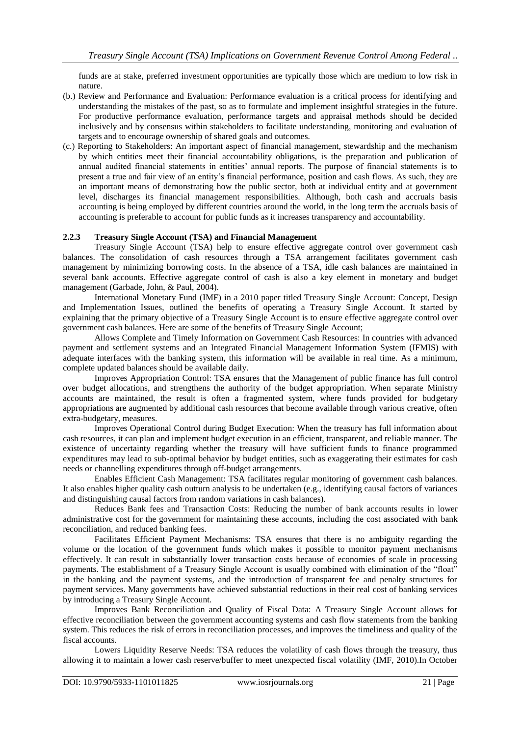funds are at stake, preferred investment opportunities are typically those which are medium to low risk in nature.

(b.) Review and Performance and Evaluation: Performance evaluation is a critical process for identifying and understanding the mistakes of the past, so as to formulate and implement insightful strategies in the future. For productive performance evaluation, performance targets and appraisal methods should be decided inclusively and by consensus within stakeholders to facilitate understanding, monitoring and evaluation of targets and to encourage ownership of shared goals and outcomes.

(c.) Reporting to Stakeholders: An important aspect of financial management, stewardship and the mechanism by which entities meet their financial accountability obligations, is the preparation and publication of annual audited financial statements in entities' annual reports. The purpose of financial statements is to present a true and fair view of an entity's financial performance, position and cash flows. As such, they are an important means of demonstrating how the public sector, both at individual entity and at government level, discharges its financial management responsibilities. Although, both cash and accruals basis accounting is being employed by different countries around the world, in the long term the accruals basis of accounting is preferable to account for public funds as it increases transparency and accountability.

### 2.2.3 Treasury Single Account (TSA) and Financial Management

Treasury Single Account (TSA) help to ensure effective aggregate control over government cash balances. The consolidation of cash resources through a TSA arrangement facilitates government cash management by minimizing borrowing costs. In the absence of a TSA, idle cash balances are maintained in several bank accounts. Effective aggregate control of cash is also a key element in monetary and budget management (Garbade, John, & Paul, 2004).

International Monetary Fund (IMF) in a 2010 paper titled Treasury Single Account: Concept, Design and Implementation Issues, outlined the benefits of operating a Treasury Single Account. It started by explaining that the primary objective of a Treasury Single Account is to ensure effective aggregate control over government cash balances. Here are some of the benefits of Treasury Single Account;

Allows Complete and Timely Information on Government Cash Resources: In countries with advanced payment and settlement systems and an Integrated Financial Management Information System (IFMIS) with adequate interfaces with the banking system, this information will be available in real time. As a minimum, complete updated balances should be available daily.

Improves Appropriation Control: TSA ensures that the Management of public finance has full control over budget allocations, and strengthens the authority of the budget appropriation. When separate Ministry accounts are maintained, the result is often a fragmented system, where funds provided for budgetary appropriations are augmented by additional cash resources that become available through various creative, often extra-budgetary, measures.

Improves Operational Control during Budget Execution: When the treasury has full information about cash resources, it can plan and implement budget execution in an efficient, transparent, and reliable manner. The existence of uncertainty regarding whether the treasury will have sufficient funds to finance programmed expenditures may lead to sub-optimal behavior by budget entities, such as exaggerating their estimates for cash needs or channelling expenditures through off-budget arrangements.

Enables Efficient Cash Management: TSA facilitates regular monitoring of government cash balances. It also enables higher quality cash outturn analysis to be undertaken (e.g., identifying causal factors of variances and distinguishing causal factors from random variations in cash balances).

Reduces Bank fees and Transaction Costs: Reducing the number of bank accounts results in lower administrative cost for the government for maintaining these accounts, including the cost associated with bank reconciliation, and reduced banking fees.

Facilitates Efficient Payment Mechanisms: TSA ensures that there is no ambiguity regarding the volume or the location of the government funds which makes it possible to monitor payment mechanisms effectively. It can result in substantially lower transaction costs because of economies of scale in processing payments. The establishment of a Treasury Single Account is usually combined with elimination of the "float" in the banking and the payment systems, and the introduction of transparent fee and penalty structures for payment services. Many governments have achieved substantial reductions in their real cost of banking services by introducing a Treasury Single Account.

Improves Bank Reconciliation and Quality of Fiscal Data: A Treasury Single Account allows for effective reconciliation between the government accounting systems and cash flow statements from the banking system. This reduces the risk of errors in reconciliation processes, and improves the timeliness and quality of the fiscal accounts.

Lowers Liquidity Reserve Needs: TSA reduces the volatility of cash flows through the treasury, thus allowing it to maintain a lower cash reserve/buffer to meet unexpected fiscal volatility (IMF, 2010).In October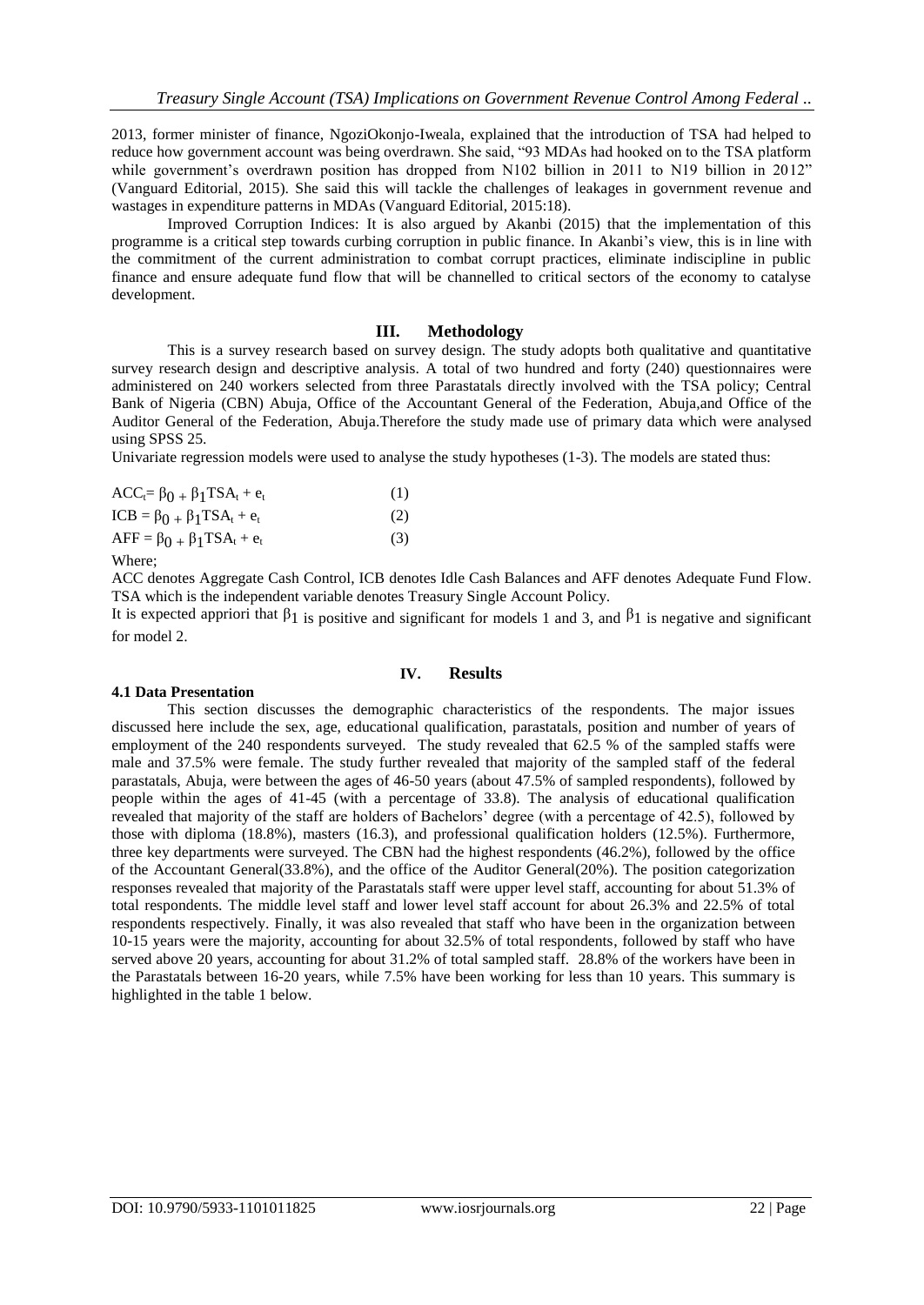2013, former minister of finance, NgoziOkonjo-Iweala, explained that the introduction of TSA had helped to reduce how government account was being overdrawn. She said, "93 MDAs had hooked on to the TSA platform while government's overdrawn position has dropped from N102 billion in 2011 to N19 billion in 2012" (Vanguard Editorial, 2015). She said this will tackle the challenges of leakages in government revenue and wastages in expenditure patterns in MDAs (Vanguard Editorial, 2015:18).

Improved Corruption Indices: It is also argued by Akanbi (2015) that the implementation of this programme is a critical step towards curbing corruption in public finance. In Akanbi's view, this is in line with the commitment of the current administration to combat corrupt practices, eliminate indiscipline in public finance and ensure adequate fund flow that will be channelled to critical sectors of the economy to catalyse development.

## III. Methodology

This is a survey research based on survey design. The study adopts both qualitative and quantitative survey research design and descriptive analysis. A total of two hundred and forty (240) questionnaires were administered on 240 workers selected from three Parastatals directly involved with the TSA policy; Central Bank of Nigeria (CBN) Abuja, Office of the Accountant General of the Federation, Abuja,and Office of the Auditor General of the Federation, Abuja.Therefore the study made use of primary data which were analysed using SPSS 25.

Univariate regression models were used to analyse the study hypotheses (1-3). The models are stated thus:

$$ACC_t = \beta_0 + \beta_1 TSA_t + e_t \quad (1)$$

$$ICB = \beta_0 + \beta_1 TSA_t + e_t \quad (2)$$

$$AFF = \beta_0 + \beta_1 TSA_t + e_t \quad (3)$$

Where;

ACC denotes Aggregate Cash Control, ICB denotes Idle Cash Balances and AFF denotes Adequate Fund Flow. TSA which is the independent variable denotes Treasury Single Account Policy.

It is expected appriori that $\beta_1$ is positive and significant for models 1 and 3, and $\beta_1$ is negative and significant for model 2.

## IV. Results

### 4.1 Data Presentation

This section discusses the demographic characteristics of the respondents. The major issues discussed here include the sex, age, educational qualification, parastatals, position and number of years of employment of the 240 respondents surveyed. The study revealed that 62.5 % of the sampled staffs were male and 37.5% were female. The study further revealed that majority of the sampled staff of the federal parastatals, Abuja, were between the ages of 46-50 years (about 47.5% of sampled respondents), followed by people within the ages of 41-45 (with a percentage of 33.8). The analysis of educational qualification revealed that majority of the staff are holders of Bachelors' degree (with a percentage of 42.5), followed by those with diploma (18.8%), masters (16.3), and professional qualification holders (12.5%). Furthermore, three key departments were surveyed. The CBN had the highest respondents (46.2%), followed by the office of the Accountant General(33.8%), and the office of the Auditor General(20%). The position categorization responses revealed that majority of the Parastatals staff were upper level staff, accounting for about 51.3% of total respondents. The middle level staff and lower level staff account for about 26.3% and 22.5% of total respondents respectively. Finally, it was also revealed that staff who have been in the organization between 10-15 years were the majority, accounting for about 32.5% of total respondents, followed by staff who have served above 20 years, accounting for about 31.2% of total sampled staff. 28.8% of the workers have been in the Parastatals between 16-20 years, while 7.5% have been working for less than 10 years. This summary is highlighted in the table 1 below.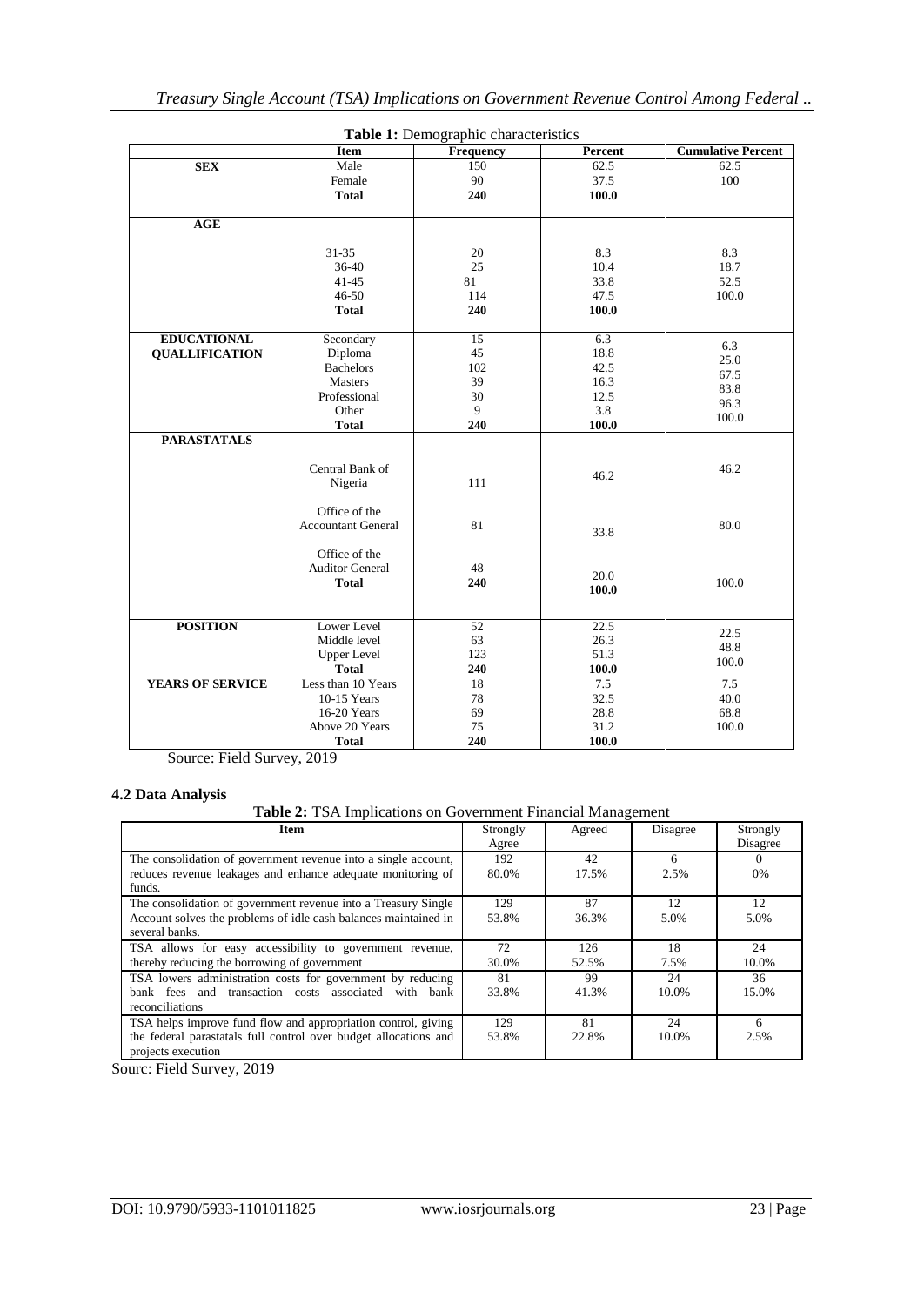**Table 1:** Demographic characteristics

| | Item | Frequency | Percent | Cumulative Percent |
|---|---|---|---|---|
| **SEX** | Male | 150 | 62.5 | 62.5 |
| | Female | 90 | 37.5 | 100 |
| | **Total** | **240** | **100.0** | |
| **AGE** | | | | |
| | 31-35 | 20 | 8.3 | 8.3 |
| | 36-40 | 25 | 10.4 | 18.7 |
| | 41-45 | 81 | 33.8 | 52.5 |
| | 46-50 | 114 | 47.5 | 100.0 |
| | **Total** | **240** | **100.0** | |
| **EDUCATIONAL QUALLIFICATION** | Secondary | 15 | 6.3 | 6.3 |
| | Diploma | 45 | 18.8 | 25.0 |
| | Bachelors | 102 | 42.5 | 67.5 |
| | Masters | 39 | 16.3 | 83.8 |
| | Professional | 30 | 12.5 | 96.3 |
| | Other | 9 | 3.8 | 100.0 |
| | **Total** | **240** | **100.0** | |
| **PARASTATALS** | | | | |
| | Central Bank of Nigeria | 111 | 46.2 | 46.2 |
| | Office of the Accountant General | 81 | 33.8 | 80.0 |
| | Office of the Auditor General | 48 | 20.0 | 100.0 |
| | **Total** | **240** | **100.0** | |
| **POSITION** | Lower Level | 52 | 22.5 | 22.5 |
| | Middle level | 63 | 26.3 | 48.8 |
| | Upper Level | 123 | 51.3 | 100.0 |
| | **Total** | **240** | **100.0** | |
| **YEARS OF SERVICE** | Less than 10 Years | 18 | 7.5 | 7.5 |
| | 10-15 Years | 78 | 32.5 | 40.0 |
| | 16-20 Years | 69 | 28.8 | 68.8 |
| | Above 20 Years | 75 | 31.2 | 100.0 |
| | **Total** | **240** | **100.0** | |

Source: Field Survey, 2019

### 4.2 Data Analysis

**Table 2:** TSA Implications on Government Financial Management

| Item | Strongly Agree | Agreed | Disagree | Strongly Disagree |
|---|---|---|---|---|
| The consolidation of government revenue into a single account, reduces revenue leakages and enhance adequate monitoring of funds. | 192<br>80.0% | 42<br>17.5% | 6<br>2.5% | 0<br>0% |
| The consolidation of government revenue into a Treasury Single Account solves the problems of idle cash balances maintained in several banks. | 129<br>53.8% | 87<br>36.3% | 12<br>5.0% | 12<br>5.0% |
| TSA allows for easy accessibility to government revenue, thereby reducing the borrowing of government | 72<br>30.0% | 126<br>52.5% | 18<br>7.5% | 24<br>10.0% |
| TSA lowers administration costs for government by reducing bank fees and transaction costs associated with bank reconciliations | 81<br>33.8% | 99<br>41.3% | 24<br>10.0% | 36<br>15.0% |
| TSA helps improve fund flow and appropriation control, giving the federal parastatals full control over budget allocations and projects execution | 129<br>53.8% | 81<br>22.8% | 24<br>10.0% | 6<br>2.5% |

Sourc: Field Survey, 2019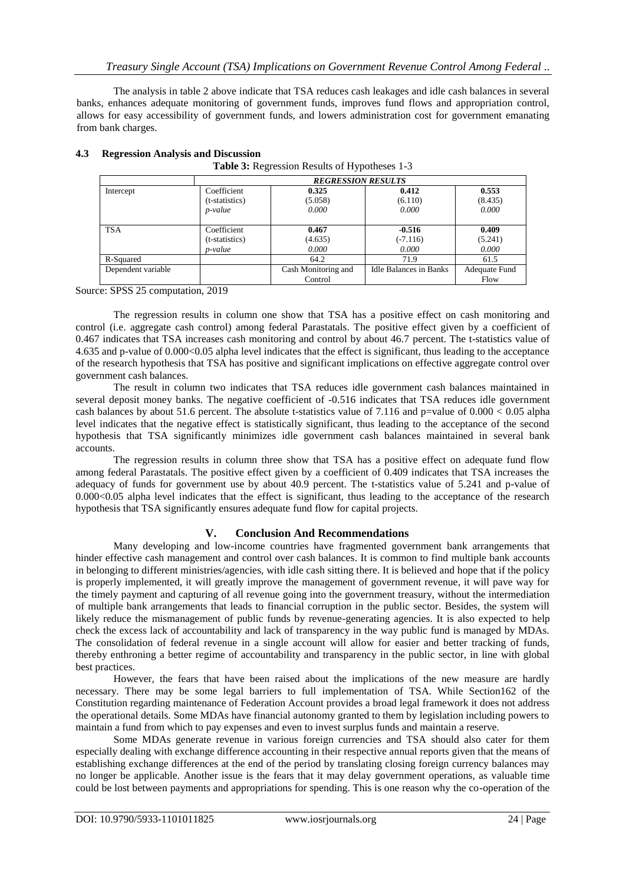The analysis in table 2 above indicate that TSA reduces cash leakages and idle cash balances in several banks, enhances adequate monitoring of government funds, improves fund flows and appropriation control, allows for easy accessibility of government funds, and lowers administration cost for government emanating from bank charges.

### 4.3 Regression Analysis and Discussion

**Table 3:** Regression Results of Hypotheses 1-3

| | | ***REGRESSION RESULTS*** | | |
|---|---|---|---|---|
| Intercept | Coefficient<br>(t-statistics)<br>*p-value* | **0.325**<br>(5.058)<br>*0.000* | **0.412**<br>(6.110)<br>*0.000* | **0.553**<br>(8.435)<br>*0.000* |
| TSA | Coefficient<br>(t-statistics)<br>*p-value* | **0.467**<br>(4.635)<br>*0.000* | **-0.516**<br>(-7.116)<br>*0.000* | **0.409**<br>(5.241)<br>*0.000* |
| R-Squared | | 64.2 | 71.9 | 61.5 |
| Dependent variable | | Cash Monitoring and Control | Idle Balances in Banks | Adequate Fund Flow |

Source: SPSS 25 computation, 2019

The regression results in column one show that TSA has a positive effect on cash monitoring and control (i.e. aggregate cash control) among federal Parastatals. The positive effect given by a coefficient of 0.467 indicates that TSA increases cash monitoring and control by about 46.7 percent. The t-statistics value of 4.635 and p-value of 0.000<0.05 alpha level indicates that the effect is significant, thus leading to the acceptance of the research hypothesis that TSA has positive and significant implications on effective aggregate control over government cash balances.

The result in column two indicates that TSA reduces idle government cash balances maintained in several deposit money banks. The negative coefficient of -0.516 indicates that TSA reduces idle government cash balances by about 51.6 percent. The absolute t-statistics value of 7.116 and p=value of 0.000 < 0.05 alpha level indicates that the negative effect is statistically significant, thus leading to the acceptance of the second hypothesis that TSA significantly minimizes idle government cash balances maintained in several bank accounts.

The regression results in column three show that TSA has a positive effect on adequate fund flow among federal Parastatals. The positive effect given by a coefficient of 0.409 indicates that TSA increases the adequacy of funds for government use by about 40.9 percent. The t-statistics value of 5.241 and p-value of 0.000<0.05 alpha level indicates that the effect is significant, thus leading to the acceptance of the research hypothesis that TSA significantly ensures adequate fund flow for capital projects.

## V. Conclusion And Recommendations

Many developing and low-income countries have fragmented government bank arrangements that hinder effective cash management and control over cash balances. It is common to find multiple bank accounts in belonging to different ministries/agencies, with idle cash sitting there. It is believed and hope that if the policy is properly implemented, it will greatly improve the management of government revenue, it will pave way for the timely payment and capturing of all revenue going into the government treasury, without the intermediation of multiple bank arrangements that leads to financial corruption in the public sector. Besides, the system will likely reduce the mismanagement of public funds by revenue-generating agencies. It is also expected to help check the excess lack of accountability and lack of transparency in the way public fund is managed by MDAs. The consolidation of federal revenue in a single account will allow for easier and better tracking of funds, thereby enthroning a better regime of accountability and transparency in the public sector, in line with global best practices.

However, the fears that have been raised about the implications of the new measure are hardly necessary. There may be some legal barriers to full implementation of TSA. While Section162 of the Constitution regarding maintenance of Federation Account provides a broad legal framework it does not address the operational details. Some MDAs have financial autonomy granted to them by legislation including powers to maintain a fund from which to pay expenses and even to invest surplus funds and maintain a reserve.

Some MDAs generate revenue in various foreign currencies and TSA should also cater for them especially dealing with exchange difference accounting in their respective annual reports given that the means of establishing exchange differences at the end of the period by translating closing foreign currency balances may no longer be applicable. Another issue is the fears that it may delay government operations, as valuable time could be lost between payments and appropriations for spending. This is one reason why the co-operation of the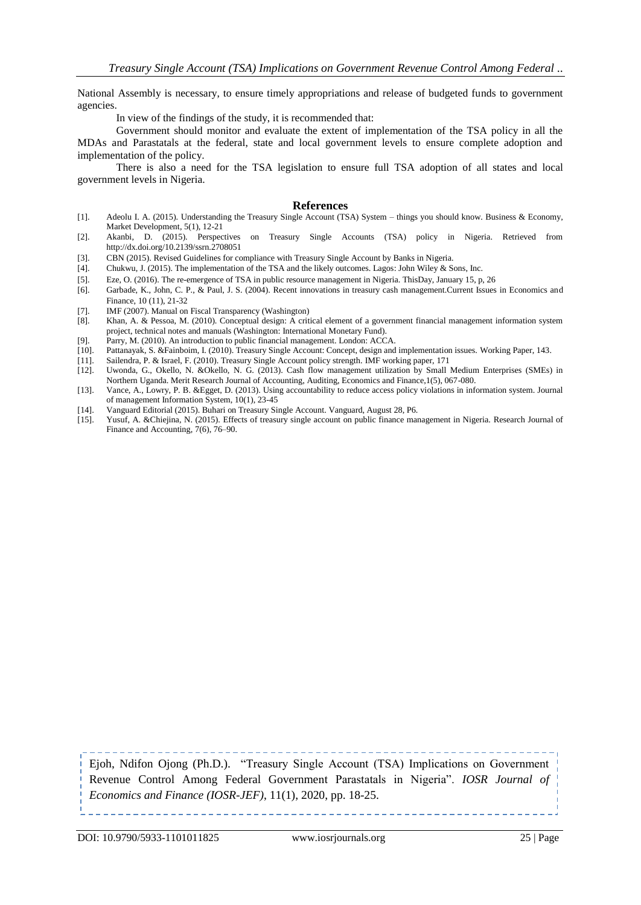National Assembly is necessary, to ensure timely appropriations and release of budgeted funds to government agencies.

In view of the findings of the study, it is recommended that:

Government should monitor and evaluate the extent of implementation of the TSA policy in all the MDAs and Parastatals at the federal, state and local government levels to ensure complete adoption and implementation of the policy.

There is also a need for the TSA legislation to ensure full TSA adoption of all states and local government levels in Nigeria.

## References

[1]. Adeolu I. A. (2015). Understanding the Treasury Single Account (TSA) System – things you should know. Business & Economy, Market Development, 5(1), 12-21

[2]. Akanbi, D. (2015). Perspectives on Treasury Single Accounts (TSA) policy in Nigeria. Retrieved from http://dx.doi.org/10.2139/ssrn.2708051

[3]. CBN (2015). Revised Guidelines for compliance with Treasury Single Account by Banks in Nigeria.

[4]. Chukwu, J. (2015). The implementation of the TSA and the likely outcomes. Lagos: John Wiley & Sons, Inc.

[5]. Eze, O. (2016). The re-emergence of TSA in public resource management in Nigeria. ThisDay, January 15, p, 26

[6]. Garbade, K., John, C. P., & Paul, J. S. (2004). Recent innovations in treasury cash management.Current Issues in Economics and Finance, 10 (11), 21-32

[7]. IMF (2007). Manual on Fiscal Transparency (Washington)

[8]. Khan, A. & Pessoa, M. (2010). Conceptual design: A critical element of a government financial management information system project, technical notes and manuals (Washington: International Monetary Fund).

[9]. Parry, M. (2010). An introduction to public financial management. London: ACCA.

[10]. Pattanayak, S. &Fainboim, I. (2010). Treasury Single Account: Concept, design and implementation issues. Working Paper, 143.

[11]. Sailendra, P. & Israel, F. (2010). Treasury Single Account policy strength. IMF working paper, 171

[12]. Uwonda, G., Okello, N. &Okello, N. G. (2013). Cash flow management utilization by Small Medium Enterprises (SMEs) in Northern Uganda. Merit Research Journal of Accounting, Auditing, Economics and Finance,1(5), 067-080.

[13]. Vance, A., Lowry, P. B. &Egget, D. (2013). Using accountability to reduce access policy violations in information system. Journal of management Information System, 10(1), 23-45

[14]. Vanguard Editorial (2015). Buhari on Treasury Single Account. Vanguard, August 28, P6.

[15]. Yusuf, A. &Chiejina, N. (2015). Effects of treasury single account on public finance management in Nigeria. Research Journal of Finance and Accounting, 7(6), 76–90.

Ejoh, Ndifon Ojong (Ph.D.). "Treasury Single Account (TSA) Implications on Government Revenue Control Among Federal Government Parastatals in Nigeria". *IOSR Journal of Economics and Finance (IOSR-JEF)*, 11(1), 2020, pp. 18-25.